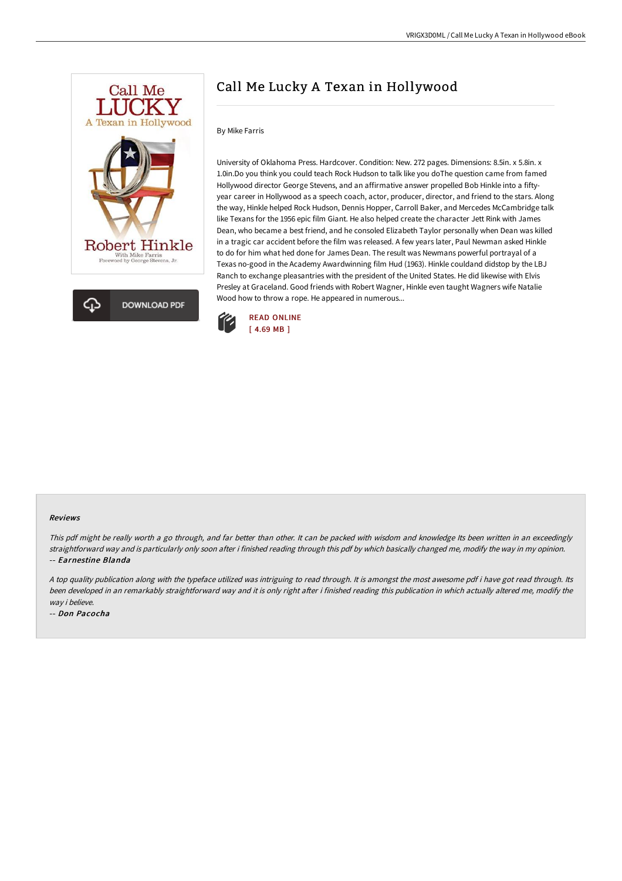# Call Me Lucky A Texan in Hollywood

By Mike Farris

University of Oklahoma Press. Hardcover. Condition: New. 272 pages. Dimensions: 8.5in. x 5.8in. x 1.0in.Do you think you could teach Rock Hudson to talk like you doThe question came from famed Hollywood director George Stevens, and an affirmative answer propelled Bob Hinkle into a fifty-year career in Hollywood as a speech coach, actor, producer, director, and friend to the stars. Along the way, Hinkle helped Rock Hudson, Dennis Hopper, Carroll Baker, and Mercedes McCambridge talk like Texans for the 1956 epic film Giant. He also helped create the character Jett Rink with James Dean, who became a best friend, and he consoled Elizabeth Taylor personally when Dean was killed in a tragic car accident before the film was released. A few years later, Paul Newman asked Hinkle to do for him what hed done for James Dean. The result was Newmans powerful portrayal of a Texas no-good in the Academy Awardwinning film Hud (1963). Hinkle couldand didstop by the LBJ Ranch to exchange pleasantries with the president of the United States. He did likewise with Elvis Presley at Graceland. Good friends with Robert Wagner, Hinkle even taught Wagners wife Natalie Wood how to throw a rope. He appeared in numerous...

DOWNLOAD PDF

READ ONLINE
[ 4.69 MB ]

#### Reviews

*This pdf might be really worth a go through, and far better than other. It can be packed with wisdom and knowledge Its been written in an exceedingly straightforward way and is particularly only soon after i finished reading through this pdf by which basically changed me, modify the way in my opinion.*
-- ***Earnestine Blanda***

*A top quality publication along with the typeface utilized was intriguing to read through. It is amongst the most awesome pdf i have got read through. Its been developed in an remarkably straightforward way and it is only right after i finished reading this publication in which actually altered me, modify the way i believe.*

-- ***Don Pacocha***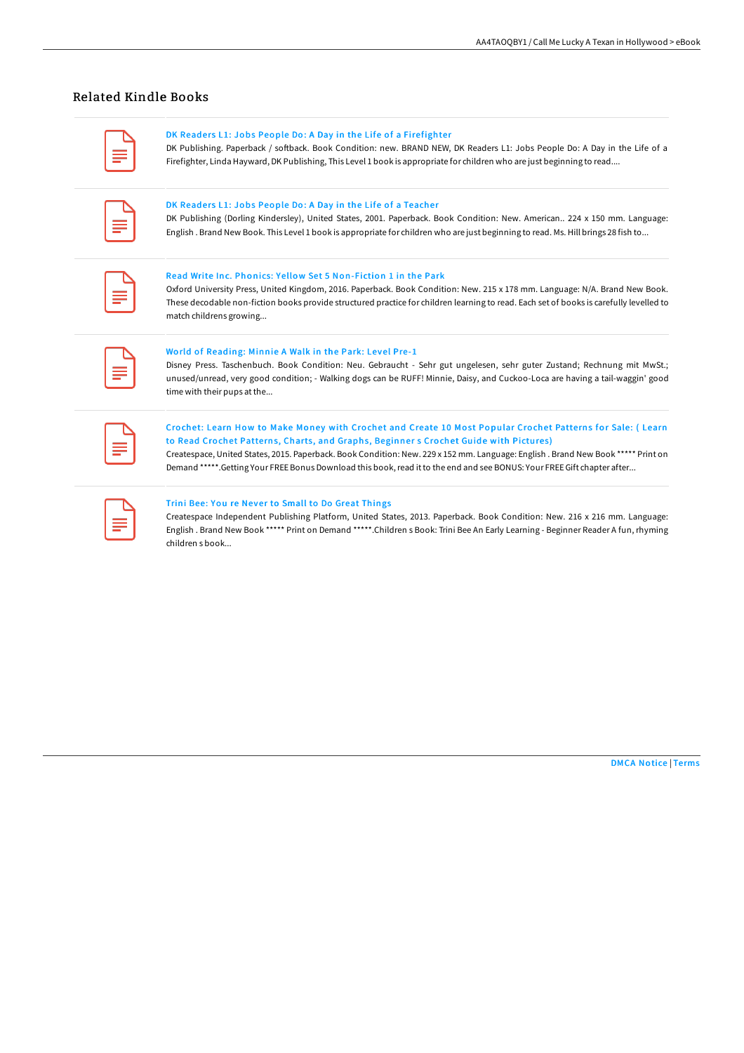## Related Kindle Books

### DK Readers L1: Jobs People Do: A Day in the Life of a Firefighter

DK Publishing. Paperback / softback. Book Condition: new. BRAND NEW, DK Readers L1: Jobs People Do: A Day in the Life of a Firefighter, Linda Hayward, DK Publishing, This Level 1 book is appropriate for children who are just beginning to read....

### DK Readers L1: Jobs People Do: A Day in the Life of a Teacher

DK Publishing (Dorling Kindersley), United States, 2001. Paperback. Book Condition: New. American.. 224 x 150 mm. Language: English . Brand New Book. This Level 1 book is appropriate for children who are just beginning to read. Ms. Hill brings 28 fish to...

### Read Write Inc. Phonics: Yellow Set 5 Non-Fiction 1 in the Park

Oxford University Press, United Kingdom, 2016. Paperback. Book Condition: New. 215 x 178 mm. Language: N/A. Brand New Book. These decodable non-fiction books provide structured practice for children learning to read. Each set of books is carefully levelled to match childrens growing...

### World of Reading: Minnie A Walk in the Park: Level Pre-1

Disney Press. Taschenbuch. Book Condition: Neu. Gebraucht - Sehr gut ungelesen, sehr guter Zustand; Rechnung mit MwSt.; unused/unread, very good condition; - Walking dogs can be RUFF! Minnie, Daisy, and Cuckoo-Loca are having a tail-waggin' good time with their pups at the...

### Crochet: Learn How to Make Money with Crochet and Create 10 Most Popular Crochet Patterns for Sale: ( Learn to Read Crochet Patterns, Charts, and Graphs, Beginner s Crochet Guide with Pictures)

Createspace, United States, 2015. Paperback. Book Condition: New. 229 x 152 mm. Language: English . Brand New Book ***** Print on Demand *****.Getting Your FREE Bonus Download this book, read it to the end and see BONUS: Your FREE Gift chapter after...

### Trini Bee: You re Never to Small to Do Great Things

Createspace Independent Publishing Platform, United States, 2013. Paperback. Book Condition: New. 216 x 216 mm. Language: English . Brand New Book ***** Print on Demand *****.Children s Book: Trini Bee An Early Learning - Beginner Reader A fun, rhyming children s book...